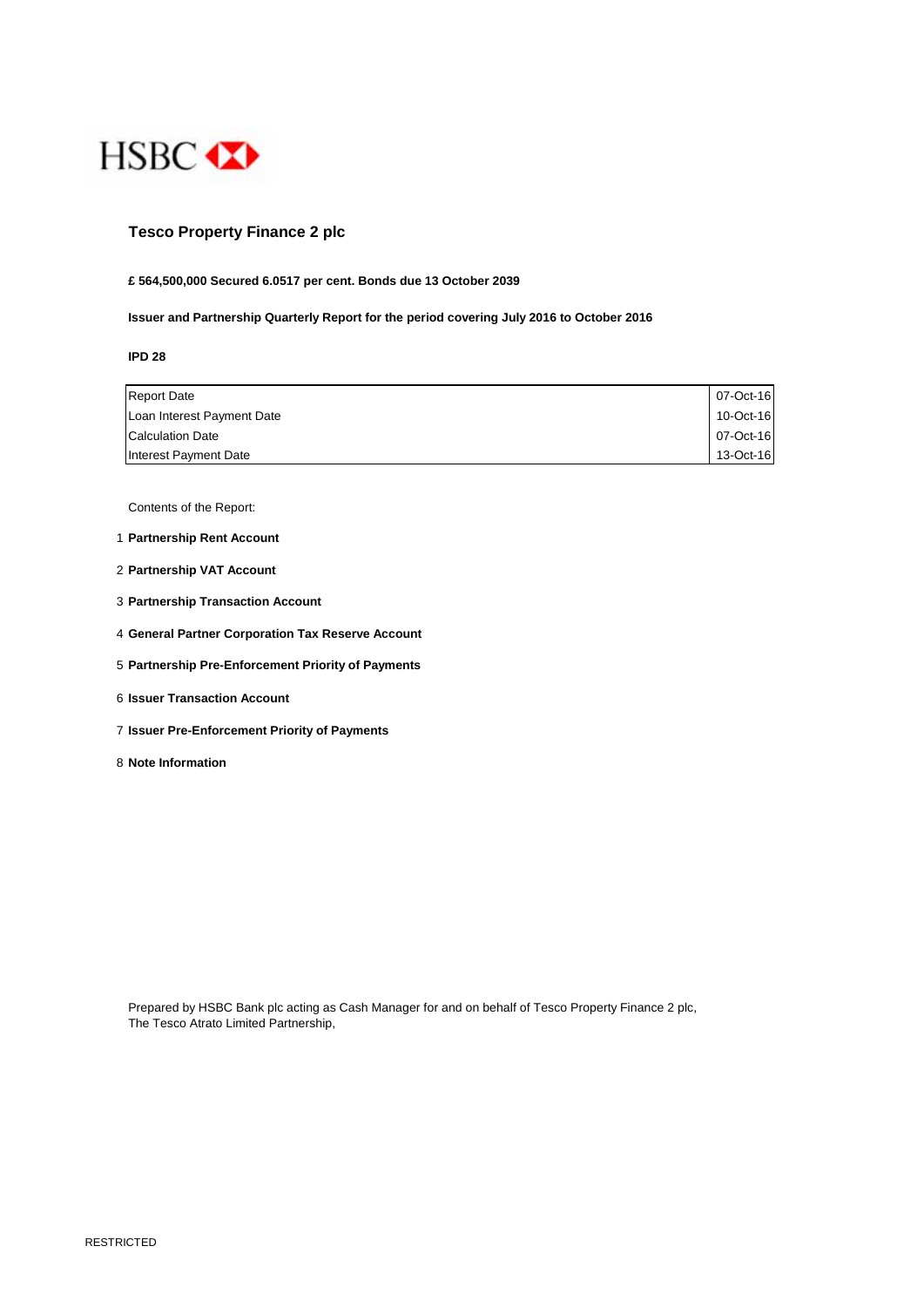HSBC

# Tesco Property Finance 2 plc

**£ 564,500,000 Secured 6.0517 per cent. Bonds due 13 October 2039**

**Issuer and Partnership Quarterly Report for the period covering July 2016 to October 2016**

**IPD 28**

| | |
|---|---|
| Report Date | 07-Oct-16 |
| Loan Interest Payment Date | 10-Oct-16 |
| Calculation Date | 07-Oct-16 |
| Interest Payment Date | 13-Oct-16 |

Contents of the Report:

1. **Partnership Rent Account**
2. **Partnership VAT Account**
3. **Partnership Transaction Account**
4. **General Partner Corporation Tax Reserve Account**
5. **Partnership Pre-Enforcement Priority of Payments**
6. **Issuer Transaction Account**
7. **Issuer Pre-Enforcement Priority of Payments**
8. **Note Information**

Prepared by HSBC Bank plc acting as Cash Manager for and on behalf of Tesco Property Finance 2 plc,
The Tesco Atrato Limited Partnership,

RESTRICTED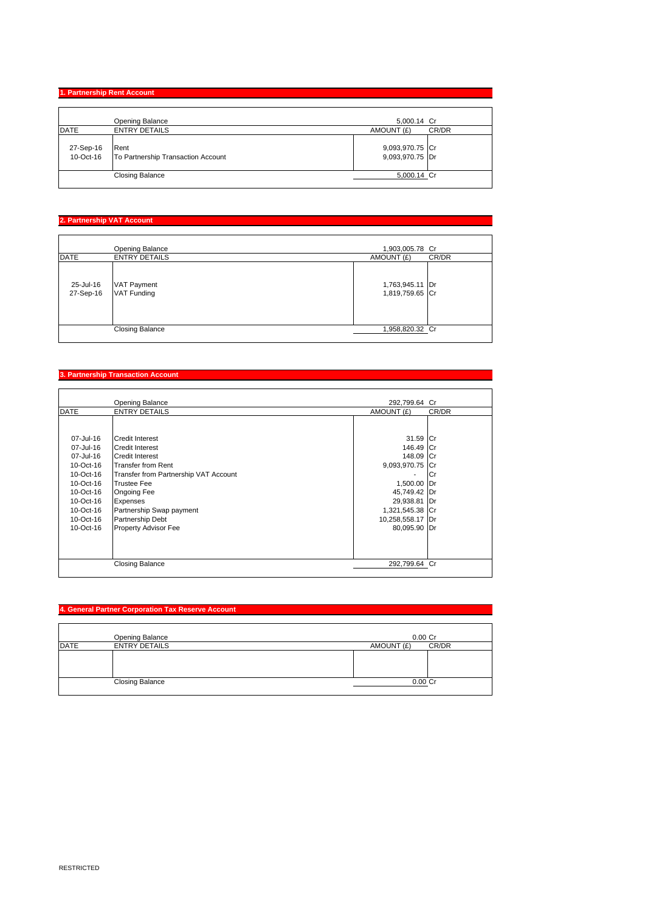## 1. Partnership Rent Account

| DATE | ENTRY DETAILS | AMOUNT (£) | CR/DR |
|---|---|---|---|
| | Opening Balance | 5,000.14 | Cr |
| 27-Sep-16 | Rent | 9,093,970.75 | Cr |
| 10-Oct-16 | To Partnership Transaction Account | 9,093,970.75 | Dr |
| | Closing Balance | 5,000.14 | Cr |

## 2. Partnership VAT Account

| DATE | ENTRY DETAILS | AMOUNT (£) | CR/DR |
|---|---|---|---|
| | Opening Balance | 1,903,005.78 | Cr |
| 25-Jul-16 | VAT Payment | 1,763,945.11 | Dr |
| 27-Sep-16 | VAT Funding | 1,819,759.65 | Cr |
| | Closing Balance | 1,958,820.32 | Cr |

## 3. Partnership Transaction Account

| DATE | ENTRY DETAILS | AMOUNT (£) | CR/DR |
|---|---|---|---|
| | Opening Balance | 292,799.64 | Cr |
| 07-Jul-16 | Credit Interest | 31.59 | Cr |
| 07-Jul-16 | Credit Interest | 146.49 | Cr |
| 07-Jul-16 | Credit Interest | 148.09 | Cr |
| 10-Oct-16 | Transfer from Rent | 9,093,970.75 | Cr |
| 10-Oct-16 | Transfer from Partnership VAT Account | - | Cr |
| 10-Oct-16 | Trustee Fee | 1,500.00 | Dr |
| 10-Oct-16 | Ongoing Fee | 45,749.42 | Dr |
| 10-Oct-16 | Expenses | 29,938.81 | Dr |
| 10-Oct-16 | Partnership Swap payment | 1,321,545.38 | Cr |
| 10-Oct-16 | Partnership Debt | 10,258,558.17 | Dr |
| 10-Oct-16 | Property Advisor Fee | 80,095.90 | Dr |
| | Closing Balance | 292,799.64 | Cr |

## 4. General Partner Corporation Tax Reserve Account

| DATE | ENTRY DETAILS | AMOUNT (£) | CR/DR |
|---|---|---|---|
| | Opening Balance | 0.00 | Cr |
| | Closing Balance | 0.00 | Cr |

RESTRICTED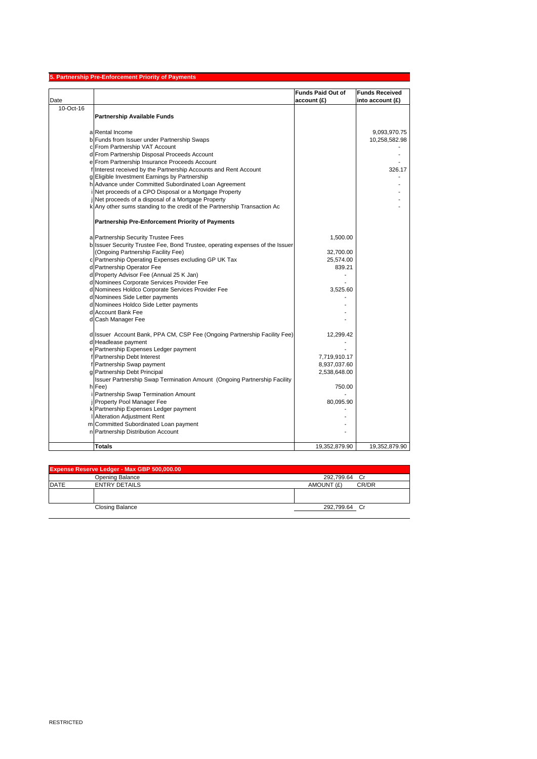## 5. Partnership Pre-Enforcement Priority of Payments

| Date | | | Funds Paid Out of account (£) | Funds Received into account (£) |
|---|---|---|---|---|
| 10-Oct-16 | | **Partnership Available Funds** | | |
| | a | Rental Income | | 9,093,970.75 |
| | b | Funds from Issuer under Partnership Swaps | | 10,258,582.98 |
| | c | From Partnership VAT Account | | - |
| | d | From Partnership Disposal Proceeds Account | | - |
| | e | From Partnership Insurance Proceeds Account | | - |
| | f | Interest received by the Partnership Accounts and Rent Account | | 326.17 |
| | g | Eligible Investment Earnings by Partnership | | - |
| | h | Advance under Committed Subordinated Loan Agreement | | - |
| | i | Net proceeds of a CPO Disposal or a Mortgage Property | | - |
| | j | Net proceeds of a disposal of a Mortgage Property | | - |
| | k | Any other sums standing to the credit of the Partnership Transaction Ac | | - |
| | | **Partnership Pre-Enforcement Priority of Payments** | | |
| | a | Partnership Security Trustee Fees | 1,500.00 | |
| | b | Issuer Security Trustee Fee, Bond Trustee, operating expenses of the Issuer (Ongoing Partnership Facility Fee) | 32,700.00 | |
| | c | Partnership Operating Expenses excluding GP UK Tax | 25,574.00 | |
| | d | Partnership Operator Fee | 839.21 | |
| | d | Property Advisor Fee (Annual 25 K Jan) | - | |
| | d | Nominees Corporate Services Provider Fee | - | |
| | d | Nominees Holdco Corporate Services Provider Fee | 3,525.60 | |
| | d | Nominees Side Letter payments | - | |
| | d | Nominees Holdco Side Letter payments | - | |
| | d | Account Bank Fee | - | |
| | d | Cash Manager Fee | - | |
| | d | Issuer Account Bank, PPA CM, CSP Fee (Ongoing Partnership Facility Fee) | 12,299.42 | |
| | d | Headlease payment | - | |
| | e | Partnership Expenses Ledger payment | - | |
| | f | Partnership Debt Interest | 7,719,910.17 | |
| | f | Partnership Swap payment | 8,937,037.60 | |
| | g | Partnership Debt Principal | 2,538,648.00 | |
| | h | Issuer Partnership Swap Termination Amount (Ongoing Partnership Facility Fee) | 750.00 | |
| | i | Partnership Swap Termination Amount | - | |
| | j | Property Pool Manager Fee | 80,095.90 | |
| | k | Partnership Expenses Ledger payment | - | |
| | l | Alteration Adjustment Rent | - | |
| | m | Committed Subordinated Loan payment | - | |
| | n | Partnership Distribution Account | - | |
| | | **Totals** | 19,352,879.90 | 19,352,879.90 |

## Expense Reserve Ledger - Max GBP 500,000.00

| | | | |
|---|---|---|---|
| | Opening Balance | 292,799.64 | Cr |
| DATE | ENTRY DETAILS | AMOUNT (£) | CR/DR |
| | | | |
| | Closing Balance | 292,799.64 | Cr |

RESTRICTED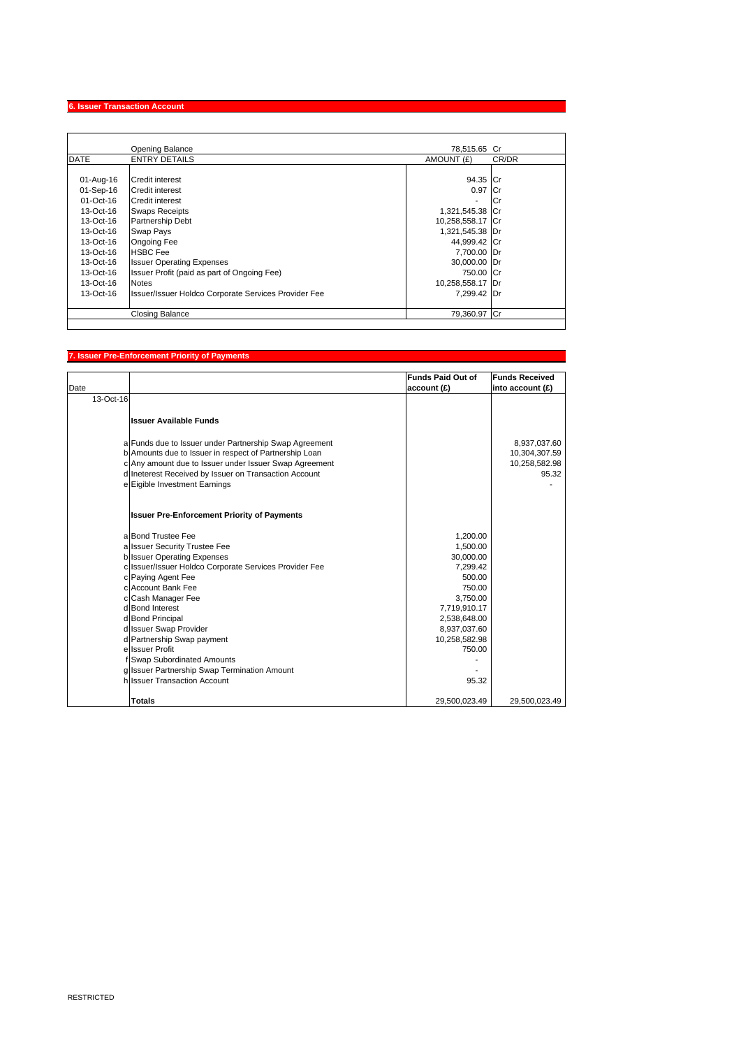## 6. Issuer Transaction Account

| DATE | ENTRY DETAILS | AMOUNT (£) | CR/DR |
|---|---|---|---|
| | Opening Balance | 78,515.65 | Cr |
| 01-Aug-16 | Credit interest | 94.35 | Cr |
| 01-Sep-16 | Credit interest | 0.97 | Cr |
| 01-Oct-16 | Credit interest | - | Cr |
| 13-Oct-16 | Swaps Receipts | 1,321,545.38 | Cr |
| 13-Oct-16 | Partnership Debt | 10,258,558.17 | Cr |
| 13-Oct-16 | Swap Pays | 1,321,545.38 | Dr |
| 13-Oct-16 | Ongoing Fee | 44,999.42 | Cr |
| 13-Oct-16 | HSBC Fee | 7,700.00 | Dr |
| 13-Oct-16 | Issuer Operating Expenses | 30,000.00 | Dr |
| 13-Oct-16 | Issuer Profit (paid as part of Ongoing Fee) | 750.00 | Cr |
| 13-Oct-16 | Notes | 10,258,558.17 | Dr |
| 13-Oct-16 | Issuer/Issuer Holdco Corporate Services Provider Fee | 7,299.42 | Dr |
| | Closing Balance | 79,360.97 | Cr |

## 7. Issuer Pre-Enforcement Priority of Payments

| Date | | Funds Paid Out of account (£) | Funds Received into account (£) |
|---|---|---|---|
| 13-Oct-16 | | | |
| | **Issuer Available Funds** | | |
| | a Funds due to Issuer under Partnership Swap Agreement | | 8,937,037.60 |
| | b Amounts due to Issuer in respect of Partnership Loan | | 10,304,307.59 |
| | c Any amount due to Issuer under Issuer Swap Agreement | | 10,258,582.98 |
| | d Ineterest Received by Issuer on Transaction Account | | 95.32 |
| | e Eigible Investment Earnings | | - |
| | **Issuer Pre-Enforcement Priority of Payments** | | |
| | a Bond Trustee Fee | 1,200.00 | |
| | a Issuer Security Trustee Fee | 1,500.00 | |
| | b Issuer Operating Expenses | 30,000.00 | |
| | c Issuer/Issuer Holdco Corporate Services Provider Fee | 7,299.42 | |
| | c Paying Agent Fee | 500.00 | |
| | c Account Bank Fee | 750.00 | |
| | c Cash Manager Fee | 3,750.00 | |
| | d Bond Interest | 7,719,910.17 | |
| | d Bond Principal | 2,538,648.00 | |
| | d Issuer Swap Provider | 8,937,037.60 | |
| | d Partnership Swap payment | 10,258,582.98 | |
| | e Issuer Profit | 750.00 | |
| | f Swap Subordinated Amounts | - | |
| | g Issuer Partnership Swap Termination Amount | - | |
| | h Issuer Transaction Account | 95.32 | |
| | **Totals** | 29,500,023.49 | 29,500,023.49 |

RESTRICTED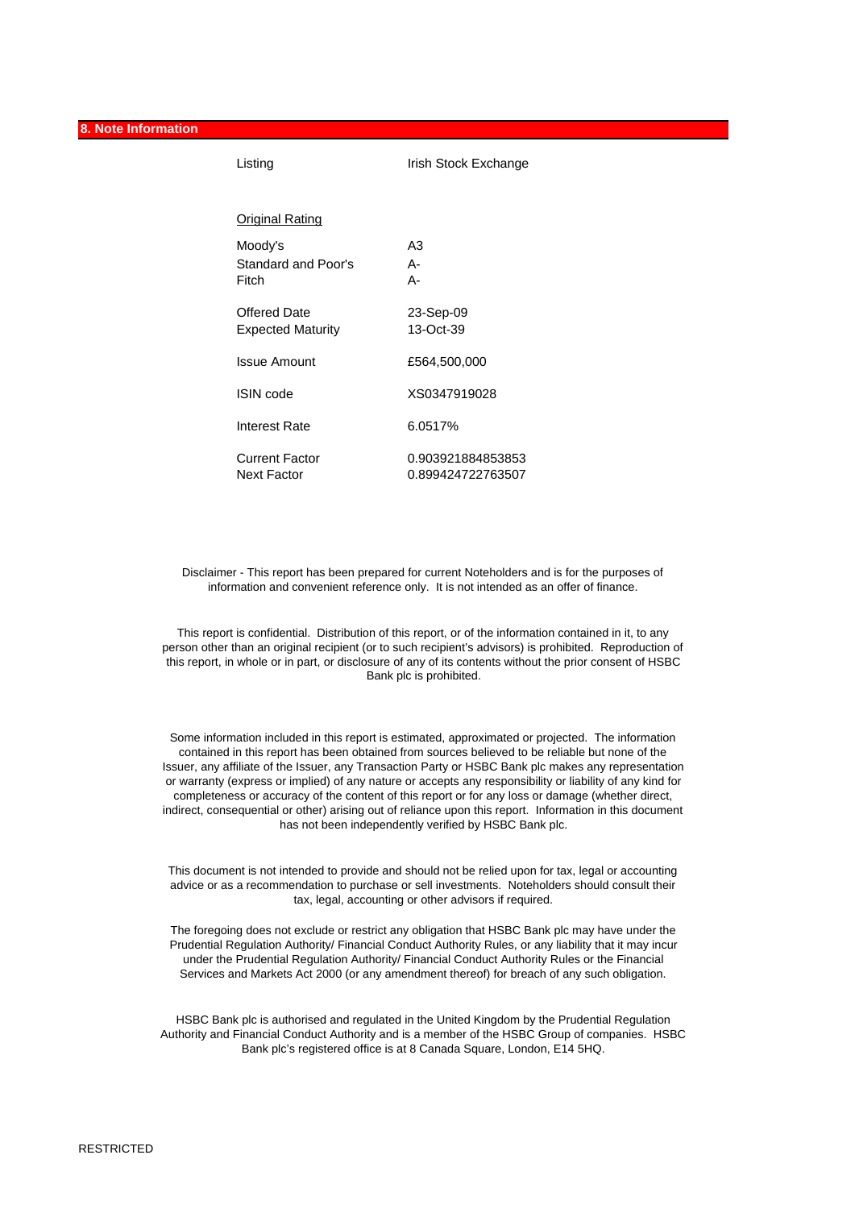## 8. Note Information

| | |
|---|---|
| Listing | Irish Stock Exchange |
| **Original Rating** | |
| Moody's | A3 |
| Standard and Poor's | A- |
| Fitch | A- |
| Offered Date | 23-Sep-09 |
| Expected Maturity | 13-Oct-39 |
| Issue Amount | £564,500,000 |
| ISIN code | XS0347919028 |
| Interest Rate | 6.0517% |
| Current Factor | 0.903921884853853 |
| Next Factor | 0.899424722763507 |

Disclaimer - This report has been prepared for current Noteholders and is for the purposes of information and convenient reference only. It is not intended as an offer of finance.

This report is confidential. Distribution of this report, or of the information contained in it, to any person other than an original recipient (or to such recipient's advisors) is prohibited. Reproduction of this report, in whole or in part, or disclosure of any of its contents without the prior consent of HSBC Bank plc is prohibited.

Some information included in this report is estimated, approximated or projected. The information contained in this report has been obtained from sources believed to be reliable but none of the Issuer, any affiliate of the Issuer, any Transaction Party or HSBC Bank plc makes any representation or warranty (express or implied) of any nature or accepts any responsibility or liability of any kind for completeness or accuracy of the content of this report or for any loss or damage (whether direct, indirect, consequential or other) arising out of reliance upon this report. Information in this document has not been independently verified by HSBC Bank plc.

This document is not intended to provide and should not be relied upon for tax, legal or accounting advice or as a recommendation to purchase or sell investments. Noteholders should consult their tax, legal, accounting or other advisors if required.

The foregoing does not exclude or restrict any obligation that HSBC Bank plc may have under the Prudential Regulation Authority/ Financial Conduct Authority Rules, or any liability that it may incur under the Prudential Regulation Authority/ Financial Conduct Authority Rules or the Financial Services and Markets Act 2000 (or any amendment thereof) for breach of any such obligation.

HSBC Bank plc is authorised and regulated in the United Kingdom by the Prudential Regulation Authority and Financial Conduct Authority and is a member of the HSBC Group of companies. HSBC Bank plc's registered office is at 8 Canada Square, London, E14 5HQ.

RESTRICTED